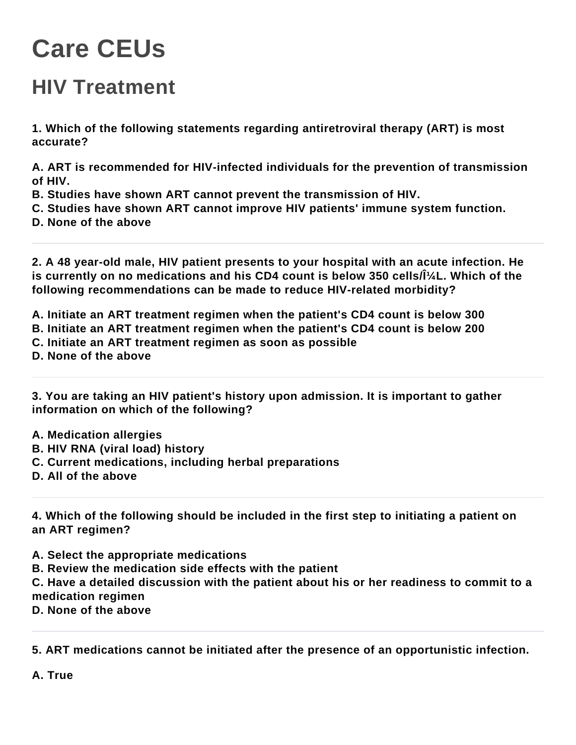# Care CEUs

## HIV Treatment

**1. Which of the following statements regarding antiretroviral therapy (ART) is most accurate?**

**A. ART is recommended for HIV-infected individuals for the prevention of transmission of HIV.**
**B. Studies have shown ART cannot prevent the transmission of HIV.**
**C. Studies have shown ART cannot improve HIV patients' immune system function.**
**D. None of the above**

---

**2. A 48 year-old male, HIV patient presents to your hospital with an acute infection. He is currently on no medications and his CD4 count is below 350 cells/Î¼L. Which of the following recommendations can be made to reduce HIV-related morbidity?**

**A. Initiate an ART treatment regimen when the patient's CD4 count is below 300**
**B. Initiate an ART treatment regimen when the patient's CD4 count is below 200**
**C. Initiate an ART treatment regimen as soon as possible**
**D. None of the above**

---

**3. You are taking an HIV patient's history upon admission. It is important to gather information on which of the following?**

**A. Medication allergies**
**B. HIV RNA (viral load) history**
**C. Current medications, including herbal preparations**
**D. All of the above**

---

**4. Which of the following should be included in the first step to initiating a patient on an ART regimen?**

**A. Select the appropriate medications**
**B. Review the medication side effects with the patient**
**C. Have a detailed discussion with the patient about his or her readiness to commit to a medication regimen**
**D. None of the above**

---

**5. ART medications cannot be initiated after the presence of an opportunistic infection.**

**A. True**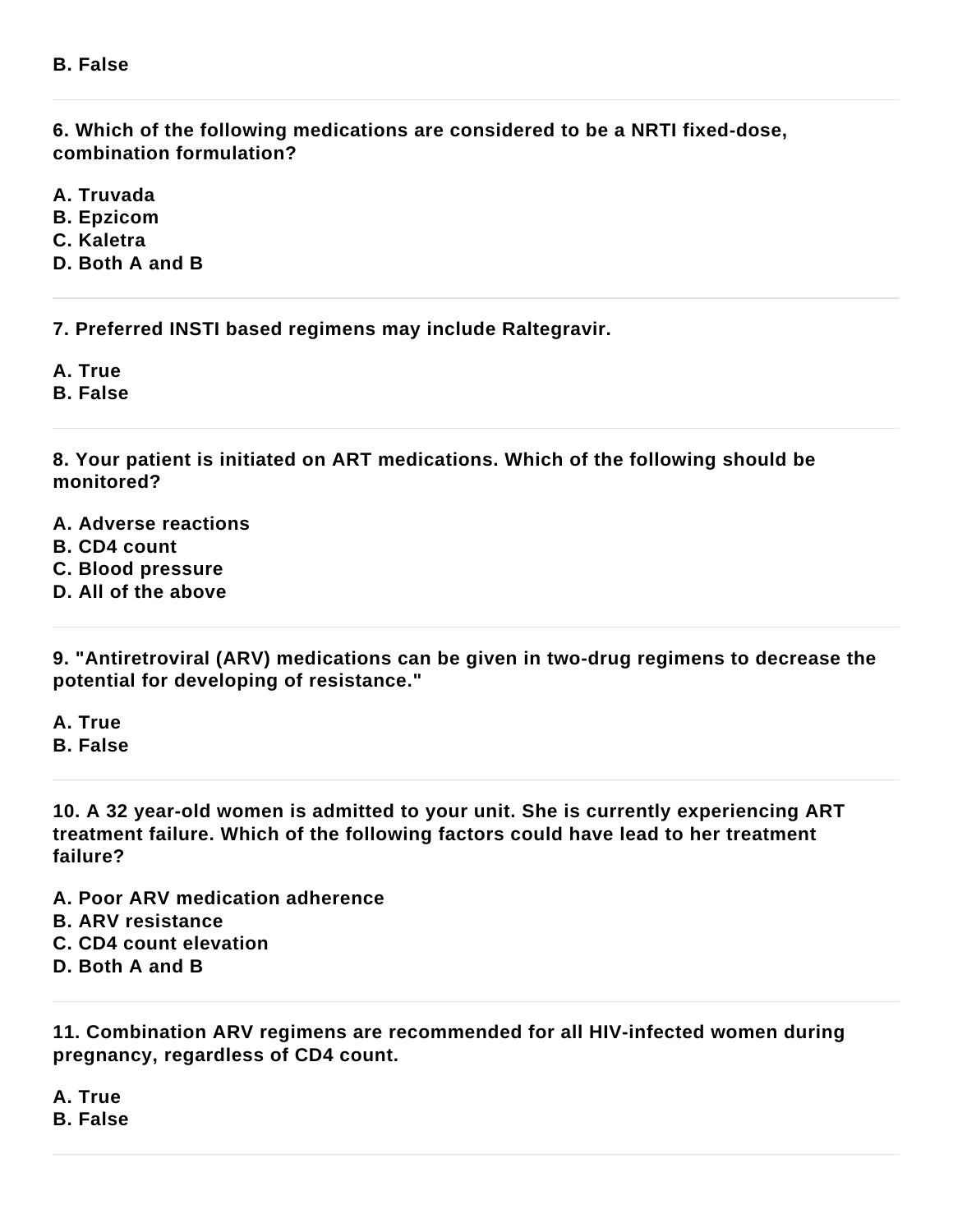**B. False**

---

**6. Which of the following medications are considered to be a NRTI fixed-dose, combination formulation?**

**A. Truvada**
**B. Epzicom**
**C. Kaletra**
**D. Both A and B**

---

**7. Preferred INSTI based regimens may include Raltegravir.**

**A. True**
**B. False**

---

**8. Your patient is initiated on ART medications. Which of the following should be monitored?**

**A. Adverse reactions**
**B. CD4 count**
**C. Blood pressure**
**D. All of the above**

---

**9. "Antiretroviral (ARV) medications can be given in two-drug regimens to decrease the potential for developing of resistance."**

**A. True**
**B. False**

---

**10. A 32 year-old women is admitted to your unit. She is currently experiencing ART treatment failure. Which of the following factors could have lead to her treatment failure?**

**A. Poor ARV medication adherence**
**B. ARV resistance**
**C. CD4 count elevation**
**D. Both A and B**

---

**11. Combination ARV regimens are recommended for all HIV-infected women during pregnancy, regardless of CD4 count.**

**A. True**
**B. False**

---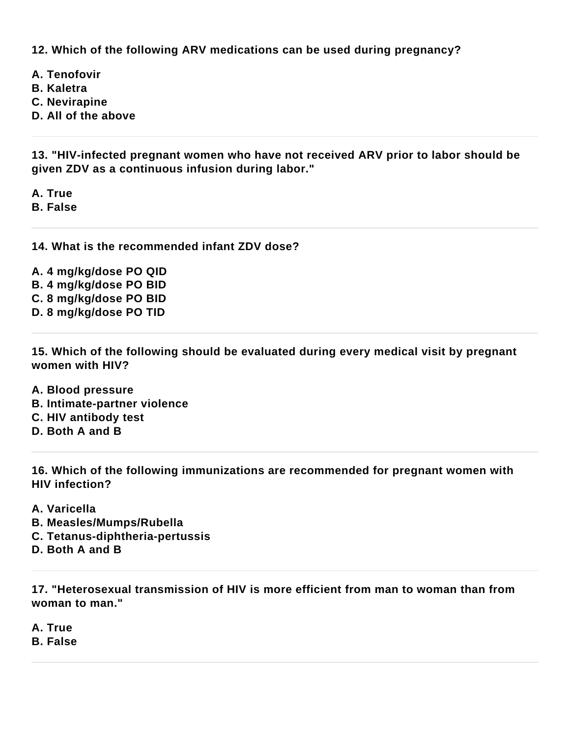**12. Which of the following ARV medications can be used during pregnancy?**

**A. Tenofovir**
**B. Kaletra**
**C. Nevirapine**
**D. All of the above**

---

**13. "HIV-infected pregnant women who have not received ARV prior to labor should be given ZDV as a continuous infusion during labor."**

**A. True**
**B. False**

---

**14. What is the recommended infant ZDV dose?**

**A. 4 mg/kg/dose PO QID**
**B. 4 mg/kg/dose PO BID**
**C. 8 mg/kg/dose PO BID**
**D. 8 mg/kg/dose PO TID**

---

**15. Which of the following should be evaluated during every medical visit by pregnant women with HIV?**

**A. Blood pressure**
**B. Intimate-partner violence**
**C. HIV antibody test**
**D. Both A and B**

---

**16. Which of the following immunizations are recommended for pregnant women with HIV infection?**

**A. Varicella**
**B. Measles/Mumps/Rubella**
**C. Tetanus-diphtheria-pertussis**
**D. Both A and B**

---

**17. "Heterosexual transmission of HIV is more efficient from man to woman than from woman to man."**

**A. True**
**B. False**

---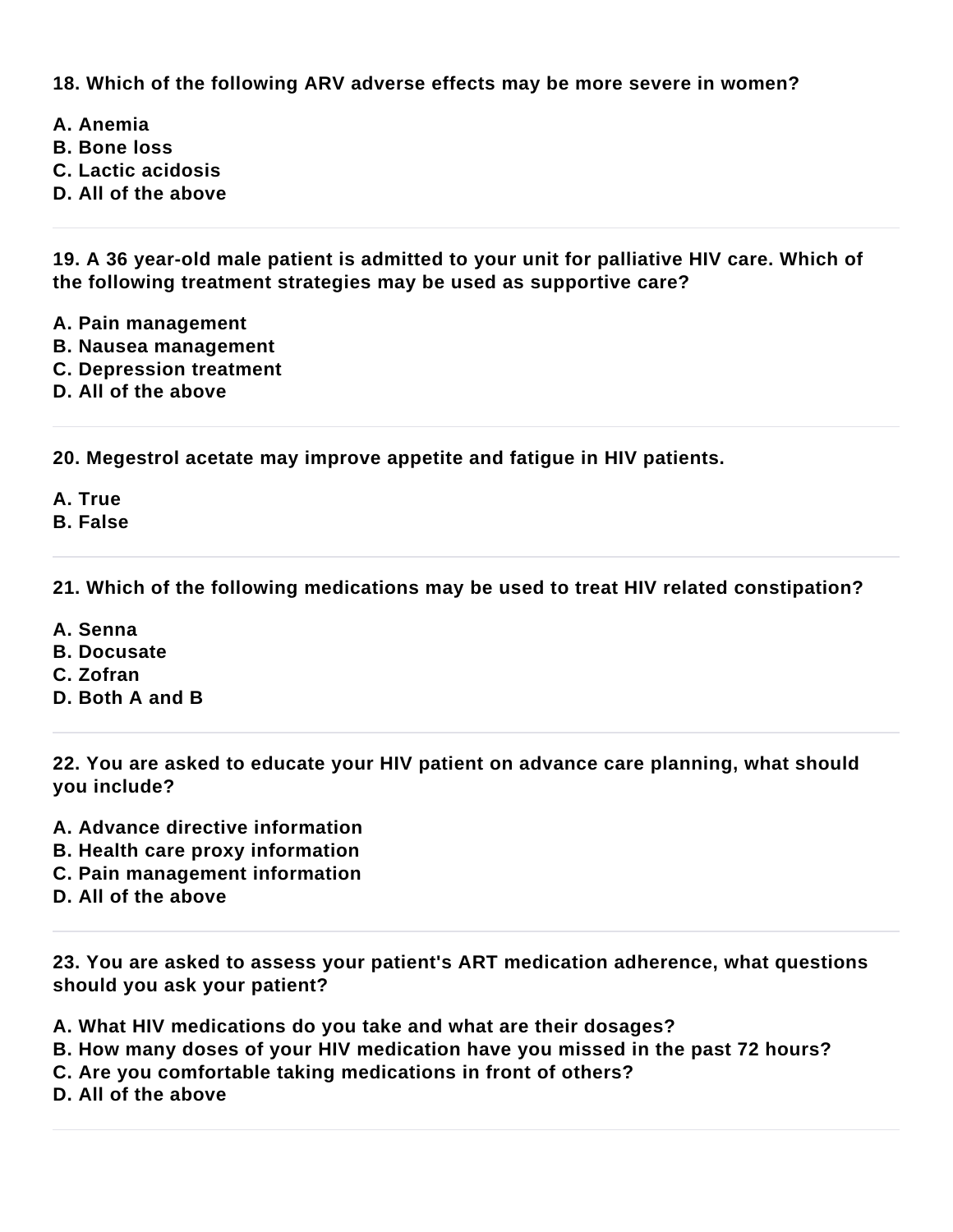**18. Which of the following ARV adverse effects may be more severe in women?**

**A. Anemia**
**B. Bone loss**
**C. Lactic acidosis**
**D. All of the above**

---

**19. A 36 year-old male patient is admitted to your unit for palliative HIV care. Which of the following treatment strategies may be used as supportive care?**

**A. Pain management**
**B. Nausea management**
**C. Depression treatment**
**D. All of the above**

---

**20. Megestrol acetate may improve appetite and fatigue in HIV patients.**

**A. True**
**B. False**

---

**21. Which of the following medications may be used to treat HIV related constipation?**

**A. Senna**
**B. Docusate**
**C. Zofran**
**D. Both A and B**

---

**22. You are asked to educate your HIV patient on advance care planning, what should you include?**

**A. Advance directive information**
**B. Health care proxy information**
**C. Pain management information**
**D. All of the above**

---

**23. You are asked to assess your patient's ART medication adherence, what questions should you ask your patient?**

**A. What HIV medications do you take and what are their dosages?**
**B. How many doses of your HIV medication have you missed in the past 72 hours?**
**C. Are you comfortable taking medications in front of others?**
**D. All of the above**

---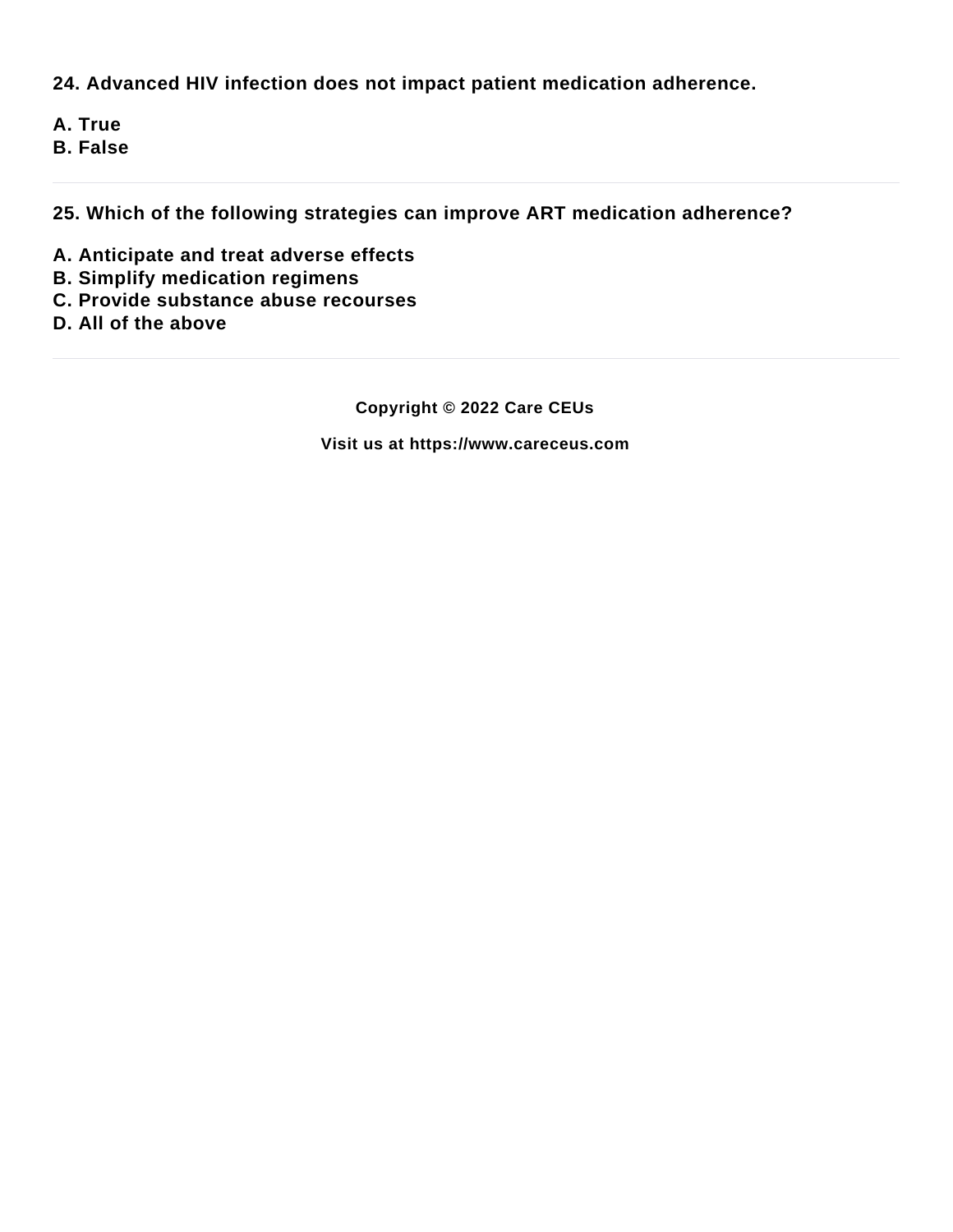**24. Advanced HIV infection does not impact patient medication adherence.**

**A. True**
**B. False**

---

**25. Which of the following strategies can improve ART medication adherence?**

**A. Anticipate and treat adverse effects**
**B. Simplify medication regimens**
**C. Provide substance abuse recourses**
**D. All of the above**

---

**Copyright © 2022 Care CEUs**

**Visit us at https://www.careceus.com**